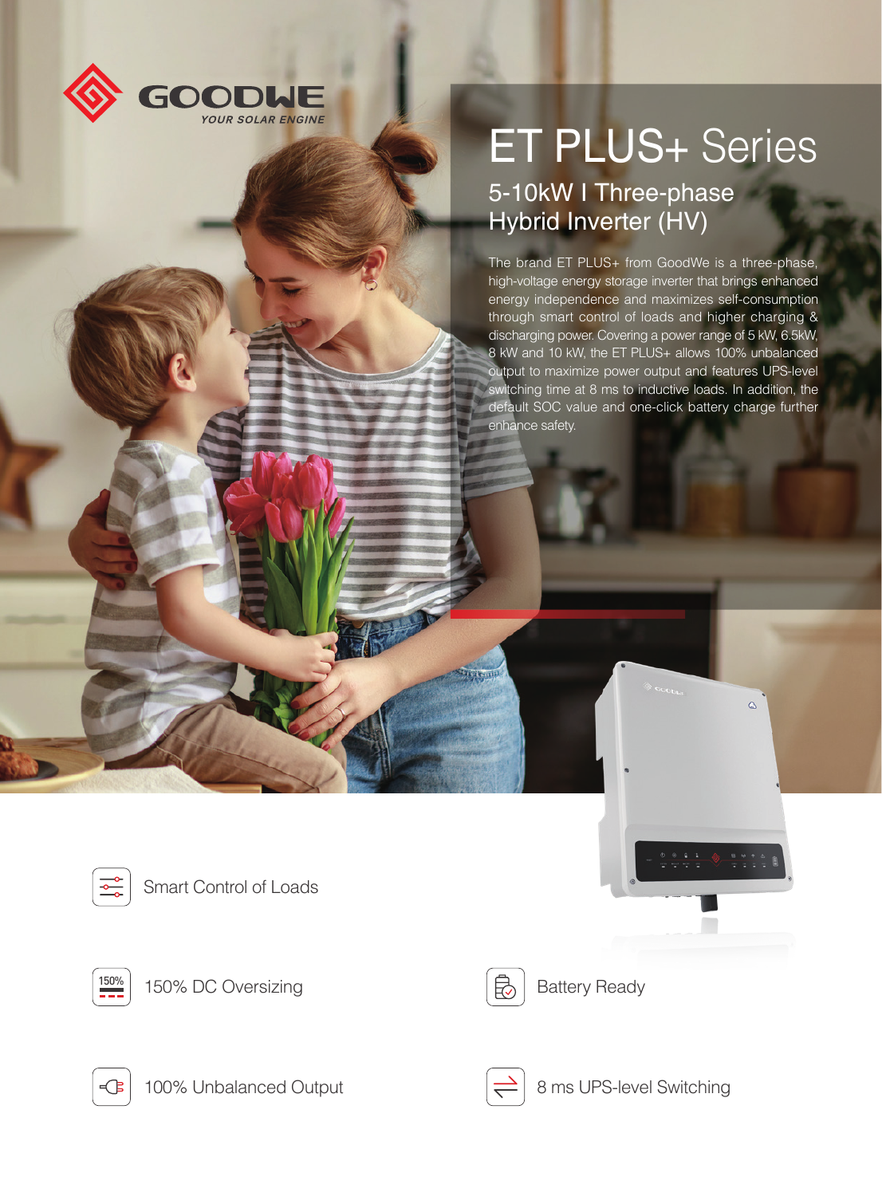GOODWE

YOUR SOLAR ENGINE

# ET PLUS+ Series

## 5-10kW I Three-phase Hybrid Inverter (HV)

The brand ET PLUS+ from GoodWe is a three-phase, high-voltage energy storage inverter that brings enhanced energy independence and maximizes self-consumption through smart control of loads and higher charging & discharging power. Covering a power range of 5 kW, 6.5kW, 8 kW and 10 kW, the ET PLUS+ allows 100% unbalanced output to maximize power output and features UPS-level switching time at 8 ms to inductive loads. In addition, the default SOC value and one-click battery charge further enhance safety.

- Smart Control of Loads
- 150% DC Oversizing
- Battery Ready
- 100% Unbalanced Output
- 8 ms UPS-level Switching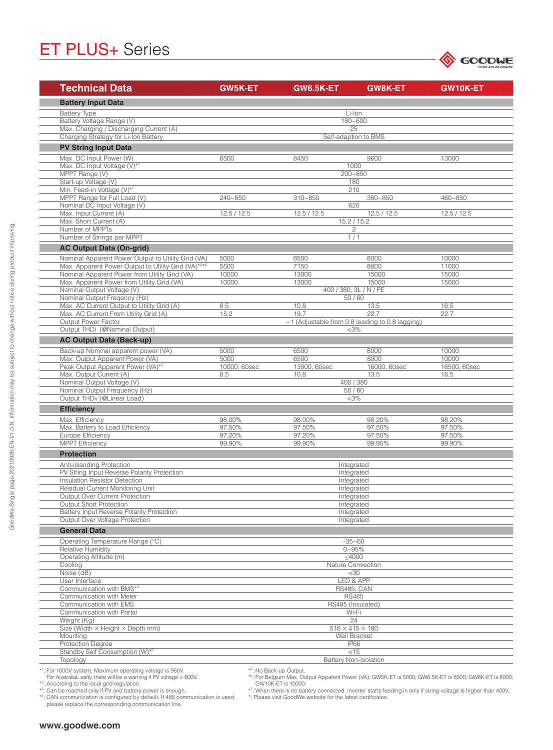// ET PLUS+ Series

| Technical Data | GW5K-ET | GW6.5K-ET | GW8K-ET | GW10K-ET |
|---|---|---|---|---|
| **Battery Input Data** | | | | |
| Battery Type | Li-Ion | | | |
| Battery Voltage Range (V) | 180~600 | | | |
| Max. Charging / Discharging Current (A) | 25 | | | |
| Charging Strategy for Li-Ion Battery | Self-adaption to BMS | | | |
| **PV String Input Data** | | | | |
| Max. DC Input Power (W) | 6500 | 8450 | 9600 | 13000 |
| Max. DC Input Voltage (V)*1 | 1000 | | | |
| MPPT Range (V) | 200~850 | | | |
| Start-up Voltage (V) | 180 | | | |
| Min. Feed-in Voltage (V)*7 | 210 | | | |
| MPPT Range for Full Load (V) | 240~850 | 310~850 | 380~850 | 460~850 |
| Nominal DC Input Voltage (V) | 620 | | | |
| Max. Input Current (A) | 12.5 / 12.5 | 12.5 / 12.5 | 12.5 / 12.5 | 12.5 / 12.5 |
| Max. Short Current (A) | 15.2 / 15.2 | | | |
| Number of MPPTs | 2 | | | |
| Number of Strings per MPPT | 1 / 1 | | | |
| **AC Output Data (On-grid)** | | | | |
| Nominal Apparent Power Output to Utility Grid (VA) | 5000 | 6500 | 8000 | 10000 |
| Max. Apparent Power Output to Utility Grid (VA)*2*6 | 5500 | 7150 | 8800 | 11000 |
| Nominal Apparent Power from Utility Grid (VA) | 10000 | 13000 | 15000 | 15000 |
| Max. Apparent Power from Utility Grid (VA) | 10000 | 13000 | 15000 | 15000 |
| Nominal Output Voltage (V) | 400 / 380, 3L / N / PE | | | |
| Nominal Output Freqency (Hz) | 50 / 60 | | | |
| Max. AC Current Output to Utility Grid (A) | 8.5 | 10.8 | 13.5 | 16.5 |
| Max. AC Current From Utility Grid (A) | 15.2 | 19.7 | 22.7 | 22.7 |
| Output Power Factor | ~1 (Adjustable from 0.8 leading to 0.8 lagging) | | | |
| Output THDi (@Nominal Output) | <3% | | | |
| **AC Output Data (Back-up)** | | | | |
| Back-up Nominal apparent power (VA) | 5000 | 6500 | 8000 | 10000 |
| Max. Output Apparent Power (VA) | 5000 | 6500 | 8000 | 10000 |
| Peak Output Apparent Power (VA)*3 | 10000, 60sec | 13000, 60sec | 16000, 60sec | 16500, 60sec |
| Max. Output Current (A) | 8.5 | 10.8 | 13.5 | 16.5 |
| Nominal Output Voltage (V) | 400 / 380 | | | |
| Nominal Output Frequency (Hz) | 50 / 60 | | | |
| Output THDv (@Linear Load) | <3% | | | |
| **Efficiency** | | | | |
| Max. Efficiency | 98.00% | 98.00% | 98.20% | 98.20% |
| Max. Battery to Load Efficiency | 97.50% | 97.50% | 97.50% | 97.50% |
| Europe Efficiency | 97.20% | 97.20% | 97.50% | 97.50% |
| MPPT Efficiency | 99.90% | 99.90% | 99.90% | 99.90% |
| **Protection** | | | | |
| Anti-islanding Protection | Integrated | | | |
| PV String Input Reverse Polarity Protection | Integrated | | | |
| Insulation Resistor Detection | Integrated | | | |
| Residual Current Monitoring Unit | Integrated | | | |
| Output Over Current Protection | Integrated | | | |
| Output Short Protection | Integrated | | | |
| Battery Input Reverse Polarity Protection | Integrated | | | |
| Output Over Voltage Protection | Integrated | | | |
| **General Data** | | | | |
| Operating Temperature Range (°C) | -35~60 | | | |
| Relative Humidity | 0~95% | | | |
| Operating Altitude (m) | ≤4000 | | | |
| Cooling | Nature Convection | | | |
| Noise (dB) | <30 | | | |
| User Interface | LED & APP | | | |
| Communication with BMS*4 | RS485; CAN | | | |
| Communication with Meter | RS485 | | | |
| Communication with EMS | RS485 (Insulated) | | | |
| Communication with Portal | Wi-Fi | | | |
| Weight (Kg) | 24 | | | |
| Size (Width × Height × Depth mm) | 516 × 415 × 180 | | | |
| Mounting | Wall Bracket | | | |
| Protection Degree | IP66 | | | |
| Standby Self Consumption (W)*5 | <15 | | | |
| Topology | Battery Non-Isolation | | | |

*1: For 1000V system, Maximum operating voltage is 950V.
For AustraliaL safty, there will be a warning if PV voltage > 600V.
*2: According to the local grid regulation.
*3: Can be reached only if PV and battery power is enough.
*4: CAN communication is configured by default. If 485 communication is used, please replace the corresponding communication line.
*5: No Back-up Output.
*6: For Belgium Max. Output Apparent Power (VA): GW5K-ET is 5000; GW6.5K-ET is 6500; GW8K-ET is 8000; GW10K-ET is 10000.
*7: When there is no battery connected, inverter starts feeding in only if string voltage is higher than 400V.
*: Please visit GoodWe website for the latest certificates.

www.goodwe.com

GoodWe-Single page-20210926-EN-V1.0-N. Information may be subject to change without notice during product improving.